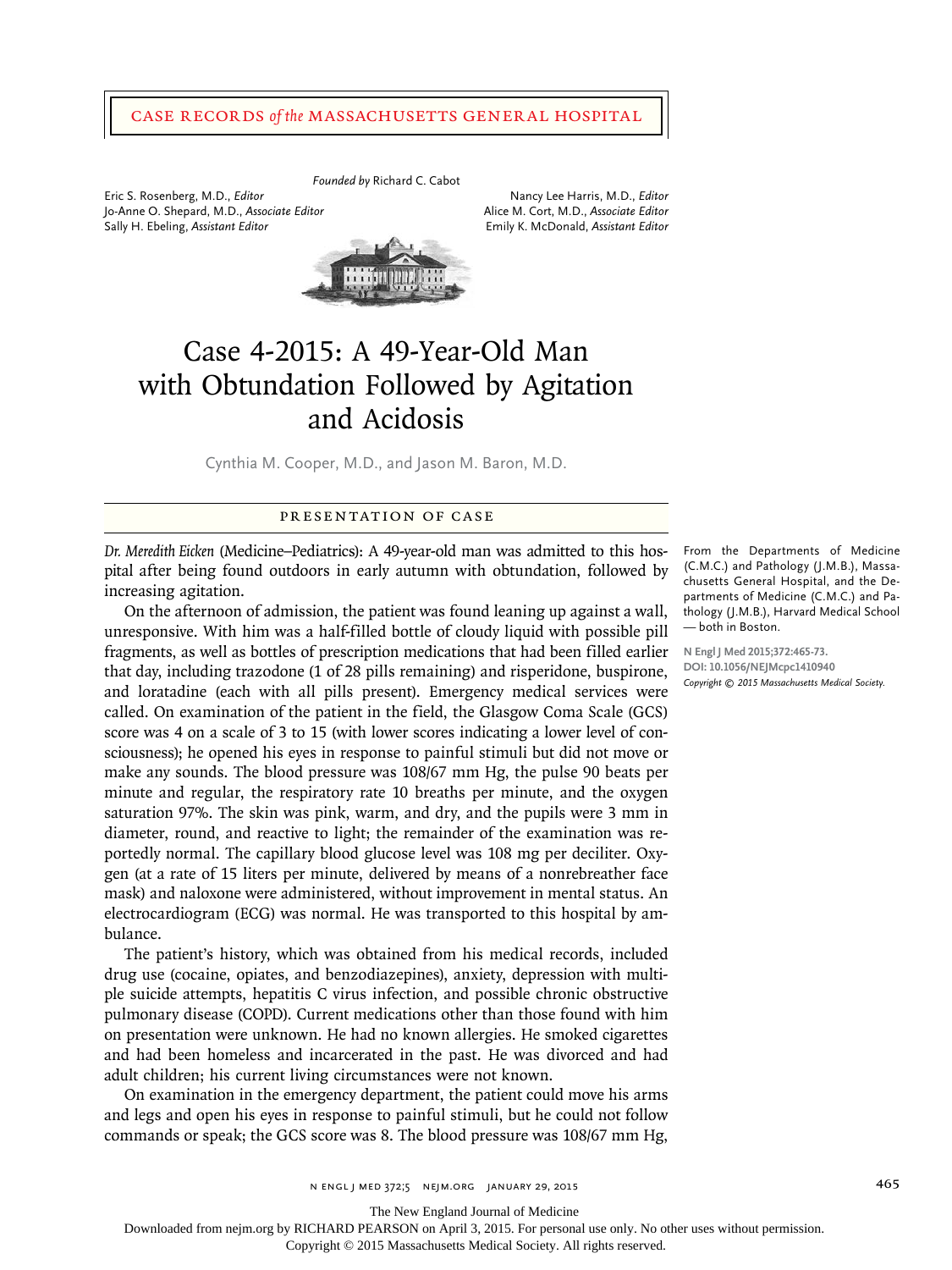# Case Records *of the* Massachusetts General Hospital

*Founded by* Richard C. Cabot

Eric S. Rosenberg, M.D., *Editor*
Jo-Anne O. Shepard, M.D., *Associate Editor*
Sally H. Ebeling, *Assistant Editor*

Nancy Lee Harris, M.D., *Editor*
Alice M. Cort, M.D., *Associate Editor*
Emily K. McDonald, *Assistant Editor*

# Case 4-2015: A 49-Year-Old Man with Obtundation Followed by Agitation and Acidosis

Cynthia M. Cooper, M.D., and Jason M. Baron, M.D.

From the Departments of Medicine (C.M.C.) and Pathology (J.M.B.), Massachusetts General Hospital, and the Departments of Medicine (C.M.C.) and Pathology (J.M.B.), Harvard Medical School — both in Boston.

N Engl J Med 2015;372:465-73.
DOI: 10.1056/NEJMcpc1410940
*Copyright © 2015 Massachusetts Medical Society.*

## Presentation of Case

*Dr. Meredith Eicken* (Medicine–Pediatrics): A 49-year-old man was admitted to this hospital after being found outdoors in early autumn with obtundation, followed by increasing agitation.

On the afternoon of admission, the patient was found leaning up against a wall, unresponsive. With him was a half-filled bottle of cloudy liquid with possible pill fragments, as well as bottles of prescription medications that had been filled earlier that day, including trazodone (1 of 28 pills remaining) and risperidone, buspirone, and loratadine (each with all pills present). Emergency medical services were called. On examination of the patient in the field, the Glasgow Coma Scale (GCS) score was 4 on a scale of 3 to 15 (with lower scores indicating a lower level of consciousness); he opened his eyes in response to painful stimuli but did not move or make any sounds. The blood pressure was 108/67 mm Hg, the pulse 90 beats per minute and regular, the respiratory rate 10 breaths per minute, and the oxygen saturation 97%. The skin was pink, warm, and dry, and the pupils were 3 mm in diameter, round, and reactive to light; the remainder of the examination was reportedly normal. The capillary blood glucose level was 108 mg per deciliter. Oxygen (at a rate of 15 liters per minute, delivered by means of a nonrebreather face mask) and naloxone were administered, without improvement in mental status. An electrocardiogram (ECG) was normal. He was transported to this hospital by ambulance.

The patient's history, which was obtained from his medical records, included drug use (cocaine, opiates, and benzodiazepines), anxiety, depression with multiple suicide attempts, hepatitis C virus infection, and possible chronic obstructive pulmonary disease (COPD). Current medications other than those found with him on presentation were unknown. He had no known allergies. He smoked cigarettes and had been homeless and incarcerated in the past. He was divorced and had adult children; his current living circumstances were not known.

On examination in the emergency department, the patient could move his arms and legs and open his eyes in response to painful stimuli, but he could not follow commands or speak; the GCS score was 8. The blood pressure was 108/67 mm Hg,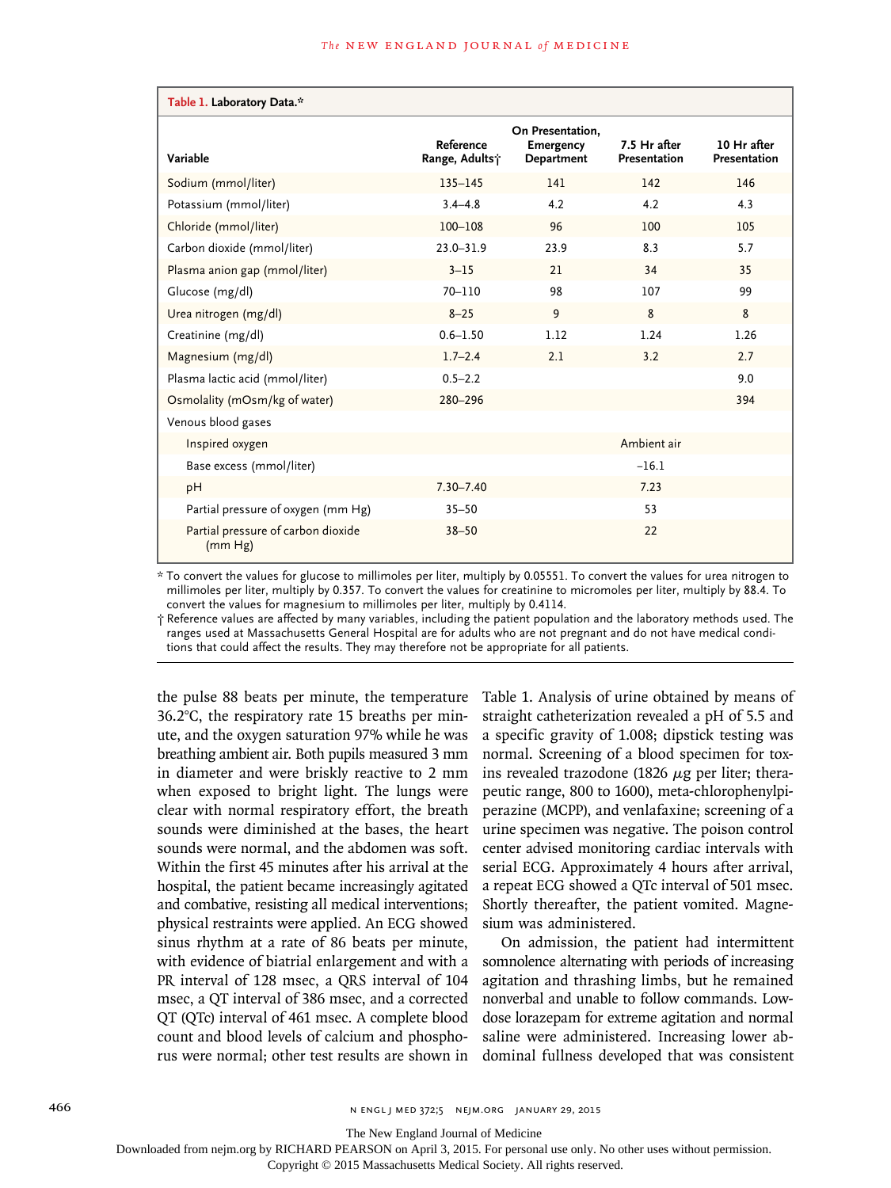**Table 1. Laboratory Data.***

| Variable | Reference Range, Adults† | On Presentation, Emergency Department | 7.5 Hr after Presentation | 10 Hr after Presentation |
|---|---|---|---|---|
| Sodium (mmol/liter) | 135–145 | 141 | 142 | 146 |
| Potassium (mmol/liter) | 3.4–4.8 | 4.2 | 4.2 | 4.3 |
| Chloride (mmol/liter) | 100–108 | 96 | 100 | 105 |
| Carbon dioxide (mmol/liter) | 23.0–31.9 | 23.9 | 8.3 | 5.7 |
| Plasma anion gap (mmol/liter) | 3–15 | 21 | 34 | 35 |
| Glucose (mg/dl) | 70–110 | 98 | 107 | 99 |
| Urea nitrogen (mg/dl) | 8–25 | 9 | 8 | 8 |
| Creatinine (mg/dl) | 0.6–1.50 | 1.12 | 1.24 | 1.26 |
| Magnesium (mg/dl) | 1.7–2.4 | 2.1 | 3.2 | 2.7 |
| Plasma lactic acid (mmol/liter) | 0.5–2.2 | | | 9.0 |
| Osmolality (mOsm/kg of water) | 280–296 | | | 394 |
| Venous blood gases | | | | |
| Inspired oxygen | | | Ambient air | |
| Base excess (mmol/liter) | | | −16.1 | |
| pH | 7.30–7.40 | | 7.23 | |
| Partial pressure of oxygen (mm Hg) | 35–50 | | 53 | |
| Partial pressure of carbon dioxide (mm Hg) | 38–50 | | 22 | |

\* To convert the values for glucose to millimoles per liter, multiply by 0.05551. To convert the values for urea nitrogen to millimoles per liter, multiply by 0.357. To convert the values for creatinine to micromoles per liter, multiply by 88.4. To convert the values for magnesium to millimoles per liter, multiply by 0.4114.

† Reference values are affected by many variables, including the patient population and the laboratory methods used. The ranges used at Massachusetts General Hospital are for adults who are not pregnant and do not have medical conditions that could affect the results. They may therefore not be appropriate for all patients.

the pulse 88 beats per minute, the temperature 36.2°C, the respiratory rate 15 breaths per minute, and the oxygen saturation 97% while he was breathing ambient air. Both pupils measured 3 mm in diameter and were briskly reactive to 2 mm when exposed to bright light. The lungs were clear with normal respiratory effort, the breath sounds were diminished at the bases, the heart sounds were normal, and the abdomen was soft. Within the first 45 minutes after his arrival at the hospital, the patient became increasingly agitated and combative, resisting all medical interventions; physical restraints were applied. An ECG showed sinus rhythm at a rate of 86 beats per minute, with evidence of biatrial enlargement and with a PR interval of 128 msec, a QRS interval of 104 msec, a QT interval of 386 msec, and a corrected QT (QTc) interval of 461 msec. A complete blood count and blood levels of calcium and phosphorus were normal; other test results are shown in Table 1. Analysis of urine obtained by means of straight catheterization revealed a pH of 5.5 and a specific gravity of 1.008; dipstick testing was normal. Screening of a blood specimen for toxins revealed trazodone (1826 μg per liter; therapeutic range, 800 to 1600), meta-chlorophenylpiperazine (MCPP), and venlafaxine; screening of a urine specimen was negative. The poison control center advised monitoring cardiac intervals with serial ECG. Approximately 4 hours after arrival, a repeat ECG showed a QTc interval of 501 msec. Shortly thereafter, the patient vomited. Magnesium was administered.

On admission, the patient had intermittent somnolence alternating with periods of increasing agitation and thrashing limbs, but he remained nonverbal and unable to follow commands. Low-dose lorazepam for extreme agitation and normal saline were administered. Increasing lower abdominal fullness developed that was consistent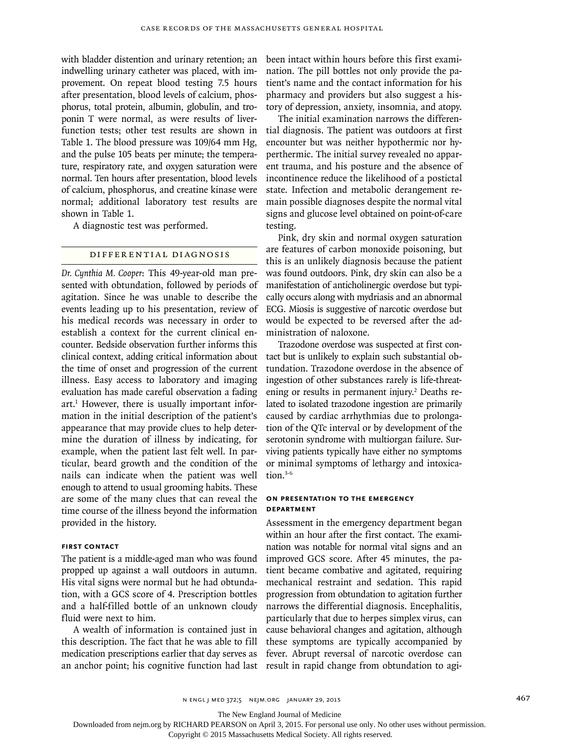with bladder distention and urinary retention; an indwelling urinary catheter was placed, with improvement. On repeat blood testing 7.5 hours after presentation, blood levels of calcium, phosphorus, total protein, albumin, globulin, and troponin T were normal, as were results of liver-function tests; other test results are shown in Table 1. The blood pressure was 109/64 mm Hg, and the pulse 105 beats per minute; the temperature, respiratory rate, and oxygen saturation were normal. Ten hours after presentation, blood levels of calcium, phosphorus, and creatine kinase were normal; additional laboratory test results are shown in Table 1.

A diagnostic test was performed.

## Differential Diagnosis

*Dr. Cynthia M. Cooper*: This 49-year-old man presented with obtundation, followed by periods of agitation. Since he was unable to describe the events leading up to his presentation, review of his medical records was necessary in order to establish a context for the current clinical encounter. Bedside observation further informs this clinical context, adding critical information about the time of onset and progression of the current illness. Easy access to laboratory and imaging evaluation has made careful observation a fading art.[1] However, there is usually important information in the initial description of the patient's appearance that may provide clues to help determine the duration of illness by indicating, for example, when the patient last felt well. In particular, beard growth and the condition of the nails can indicate when the patient was well enough to attend to usual grooming habits. These are some of the many clues that can reveal the time course of the illness beyond the information provided in the history.

### First Contact

The patient is a middle-aged man who was found propped up against a wall outdoors in autumn. His vital signs were normal but he had obtundation, with a GCS score of 4. Prescription bottles and a half-filled bottle of an unknown cloudy fluid were next to him.

A wealth of information is contained just in this description. The fact that he was able to fill medication prescriptions earlier that day serves as an anchor point; his cognitive function had last been intact within hours before this first examination. The pill bottles not only provide the patient's name and the contact information for his pharmacy and providers but also suggest a history of depression, anxiety, insomnia, and atopy.

The initial examination narrows the differential diagnosis. The patient was outdoors at first encounter but was neither hypothermic nor hyperthermic. The initial survey revealed no apparent trauma, and his posture and the absence of incontinence reduce the likelihood of a postictal state. Infection and metabolic derangement remain possible diagnoses despite the normal vital signs and glucose level obtained on point-of-care testing.

Pink, dry skin and normal oxygen saturation are features of carbon monoxide poisoning, but this is an unlikely diagnosis because the patient was found outdoors. Pink, dry skin can also be a manifestation of anticholinergic overdose but typically occurs along with mydriasis and an abnormal ECG. Miosis is suggestive of narcotic overdose but would be expected to be reversed after the administration of naloxone.

Trazodone overdose was suspected at first contact but is unlikely to explain such substantial obtundation. Trazodone overdose in the absence of ingestion of other substances rarely is life-threatening or results in permanent injury.[2] Deaths related to isolated trazodone ingestion are primarily caused by cardiac arrhythmias due to prolongation of the QTc interval or by development of the serotonin syndrome with multiorgan failure. Surviving patients typically have either no symptoms or minimal symptoms of lethargy and intoxication.[3-6]

### On Presentation to the Emergency Department

Assessment in the emergency department began within an hour after the first contact. The examination was notable for normal vital signs and an improved GCS score. After 45 minutes, the patient became combative and agitated, requiring mechanical restraint and sedation. This rapid progression from obtundation to agitation further narrows the differential diagnosis. Encephalitis, particularly that due to herpes simplex virus, can cause behavioral changes and agitation, although these symptoms are typically accompanied by fever. Abrupt reversal of narcotic overdose can result in rapid change from obtundation to agi-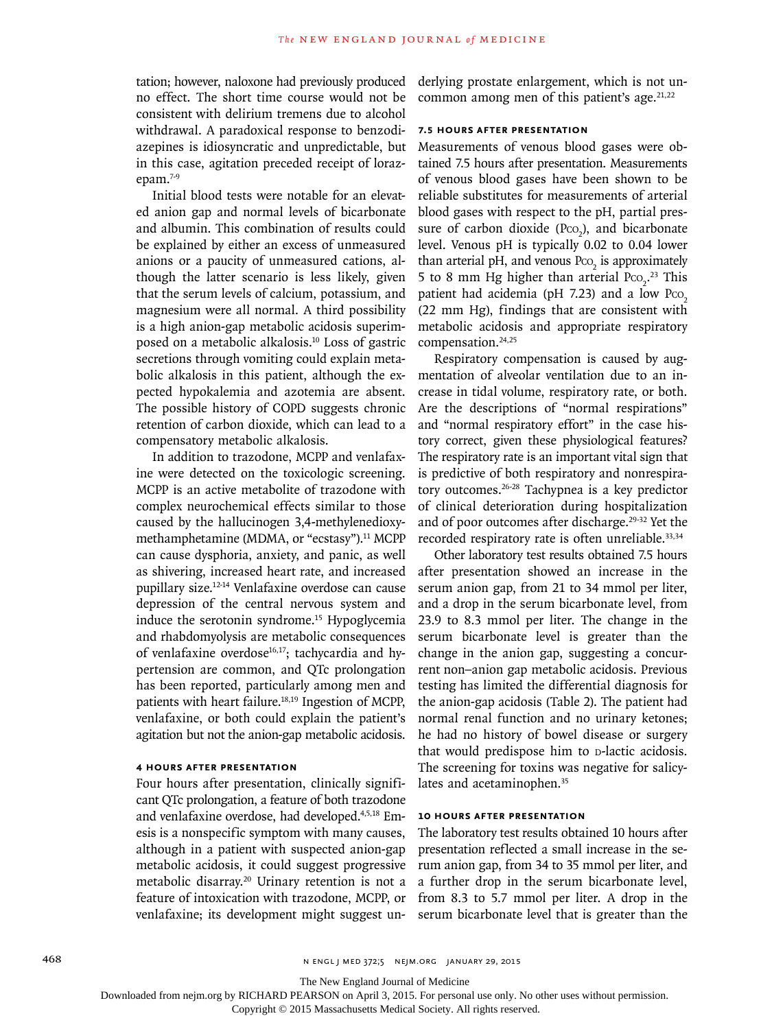tation; however, naloxone had previously produced no effect. The short time course would not be consistent with delirium tremens due to alcohol withdrawal. A paradoxical response to benzodiazepines is idiosyncratic and unpredictable, but in this case, agitation preceded receipt of lorazepam.[7-9]

Initial blood tests were notable for an elevated anion gap and normal levels of bicarbonate and albumin. This combination of results could be explained by either an excess of unmeasured anions or a paucity of unmeasured cations, although the latter scenario is less likely, given that the serum levels of calcium, potassium, and magnesium were all normal. A third possibility is a high anion-gap metabolic acidosis superimposed on a metabolic alkalosis.[10] Loss of gastric secretions through vomiting could explain metabolic alkalosis in this patient, although the expected hypokalemia and azotemia are absent. The possible history of COPD suggests chronic retention of carbon dioxide, which can lead to a compensatory metabolic alkalosis.

In addition to trazodone, MCPP and venlafaxine were detected on the toxicologic screening. MCPP is an active metabolite of trazodone with complex neurochemical effects similar to those caused by the hallucinogen 3,4-methylenedioxymethamphetamine (MDMA, or "ecstasy").[11] MCPP can cause dysphoria, anxiety, and panic, as well as shivering, increased heart rate, and increased pupillary size.[12-14] Venlafaxine overdose can cause depression of the central nervous system and induce the serotonin syndrome.[15] Hypoglycemia and rhabdomyolysis are metabolic consequences of venlafaxine overdose[16,17]; tachycardia and hypertension are common, and QTc prolongation has been reported, particularly among men and patients with heart failure.[18,19] Ingestion of MCPP, venlafaxine, or both could explain the patient's agitation but not the anion-gap metabolic acidosis.

#### 4 HOURS AFTER PRESENTATION

Four hours after presentation, clinically significant QTc prolongation, a feature of both trazodone and venlafaxine overdose, had developed.[4,5,18] Emesis is a nonspecific symptom with many causes, although in a patient with suspected anion-gap metabolic acidosis, it could suggest progressive metabolic disarray.[20] Urinary retention is not a feature of intoxication with trazodone, MCPP, or venlafaxine; its development might suggest underlying prostate enlargement, which is not uncommon among men of this patient's age.[21,22]

#### 7.5 HOURS AFTER PRESENTATION

Measurements of venous blood gases were obtained 7.5 hours after presentation. Measurements of venous blood gases have been shown to be reliable substitutes for measurements of arterial blood gases with respect to the pH, partial pressure of carbon dioxide ($P_{CO_2}$), and bicarbonate level. Venous pH is typically 0.02 to 0.04 lower than arterial pH, and venous $P_{CO_2}$ is approximately 5 to 8 mm Hg higher than arterial $P_{CO_2}$.[23] This patient had acidemia (pH 7.23) and a low $P_{CO_2}$ (22 mm Hg), findings that are consistent with metabolic acidosis and appropriate respiratory compensation.[24,25]

Respiratory compensation is caused by augmentation of alveolar ventilation due to an increase in tidal volume, respiratory rate, or both. Are the descriptions of "normal respirations" and "normal respiratory effort" in the case history correct, given these physiological features? The respiratory rate is an important vital sign that is predictive of both respiratory and nonrespiratory outcomes.[26-28] Tachypnea is a key predictor of clinical deterioration during hospitalization and of poor outcomes after discharge.[29-32] Yet the recorded respiratory rate is often unreliable.[33,34]

Other laboratory test results obtained 7.5 hours after presentation showed an increase in the serum anion gap, from 21 to 34 mmol per liter, and a drop in the serum bicarbonate level, from 23.9 to 8.3 mmol per liter. The change in the serum bicarbonate level is greater than the change in the anion gap, suggesting a concurrent non–anion gap metabolic acidosis. Previous testing has limited the differential diagnosis for the anion-gap acidosis (Table 2). The patient had normal renal function and no urinary ketones; he had no history of bowel disease or surgery that would predispose him to D-lactic acidosis. The screening for toxins was negative for salicylates and acetaminophen.[35]

#### 10 HOURS AFTER PRESENTATION

The laboratory test results obtained 10 hours after presentation reflected a small increase in the serum anion gap, from 34 to 35 mmol per liter, and a further drop in the serum bicarbonate level, from 8.3 to 5.7 mmol per liter. A drop in the serum bicarbonate level that is greater than the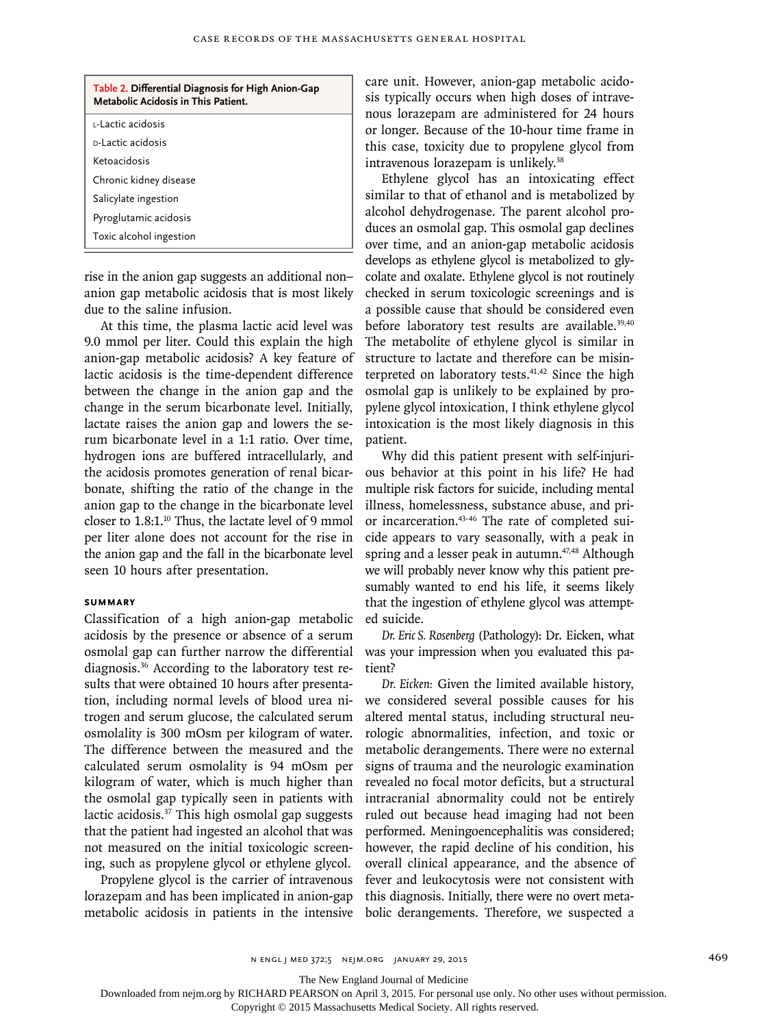**Table 2. Differential Diagnosis for High Anion-Gap Metabolic Acidosis in This Patient.**

| |
|---|
| L-Lactic acidosis |
| D-Lactic acidosis |
| Ketoacidosis |
| Chronic kidney disease |
| Salicylate ingestion |
| Pyroglutamic acidosis |
| Toxic alcohol ingestion |

rise in the anion gap suggests an additional non–anion gap metabolic acidosis that is most likely due to the saline infusion.

At this time, the plasma lactic acid level was 9.0 mmol per liter. Could this explain the high anion-gap metabolic acidosis? A key feature of lactic acidosis is the time-dependent difference between the change in the anion gap and the change in the serum bicarbonate level. Initially, lactate raises the anion gap and lowers the serum bicarbonate level in a 1:1 ratio. Over time, hydrogen ions are buffered intracellularly, and the acidosis promotes generation of renal bicarbonate, shifting the ratio of the change in the anion gap to the change in the bicarbonate level closer to 1.8:1.[10] Thus, the lactate level of 9 mmol per liter alone does not account for the rise in the anion gap and the fall in the bicarbonate level seen 10 hours after presentation.

### SUMMARY

Classification of a high anion-gap metabolic acidosis by the presence or absence of a serum osmolal gap can further narrow the differential diagnosis.[36] According to the laboratory test results that were obtained 10 hours after presentation, including normal levels of blood urea nitrogen and serum glucose, the calculated serum osmolality is 300 mOsm per kilogram of water. The difference between the measured and the calculated serum osmolality is 94 mOsm per kilogram of water, which is much higher than the osmolal gap typically seen in patients with lactic acidosis.[37] This high osmolal gap suggests that the patient had ingested an alcohol that was not measured on the initial toxicologic screening, such as propylene glycol or ethylene glycol.

Propylene glycol is the carrier of intravenous lorazepam and has been implicated in anion-gap metabolic acidosis in patients in the intensive care unit. However, anion-gap metabolic acidosis typically occurs when high doses of intravenous lorazepam are administered for 24 hours or longer. Because of the 10-hour time frame in this case, toxicity due to propylene glycol from intravenous lorazepam is unlikely.[38]

Ethylene glycol has an intoxicating effect similar to that of ethanol and is metabolized by alcohol dehydrogenase. The parent alcohol produces an osmolal gap. This osmolal gap declines over time, and an anion-gap metabolic acidosis develops as ethylene glycol is metabolized to glycolate and oxalate. Ethylene glycol is not routinely checked in serum toxicologic screenings and is a possible cause that should be considered even before laboratory test results are available.[39,40] The metabolite of ethylene glycol is similar in structure to lactate and therefore can be misinterpreted on laboratory tests.[41,42] Since the high osmolal gap is unlikely to be explained by propylene glycol intoxication, I think ethylene glycol intoxication is the most likely diagnosis in this patient.

Why did this patient present with self-injurious behavior at this point in his life? He had multiple risk factors for suicide, including mental illness, homelessness, substance abuse, and prior incarceration.[43-46] The rate of completed suicide appears to vary seasonally, with a peak in spring and a lesser peak in autumn.[47,48] Although we will probably never know why this patient presumably wanted to end his life, it seems likely that the ingestion of ethylene glycol was attempted suicide.

*Dr. Eric S. Rosenberg* (Pathology): Dr. Eicken, what was your impression when you evaluated this patient?

*Dr. Eicken:* Given the limited available history, we considered several possible causes for his altered mental status, including structural neurologic abnormalities, infection, and toxic or metabolic derangements. There were no external signs of trauma and the neurologic examination revealed no focal motor deficits, but a structural intracranial abnormality could not be entirely ruled out because head imaging had not been performed. Meningoencephalitis was considered; however, the rapid decline of his condition, his overall clinical appearance, and the absence of fever and leukocytosis were not consistent with this diagnosis. Initially, there were no overt metabolic derangements. Therefore, we suspected a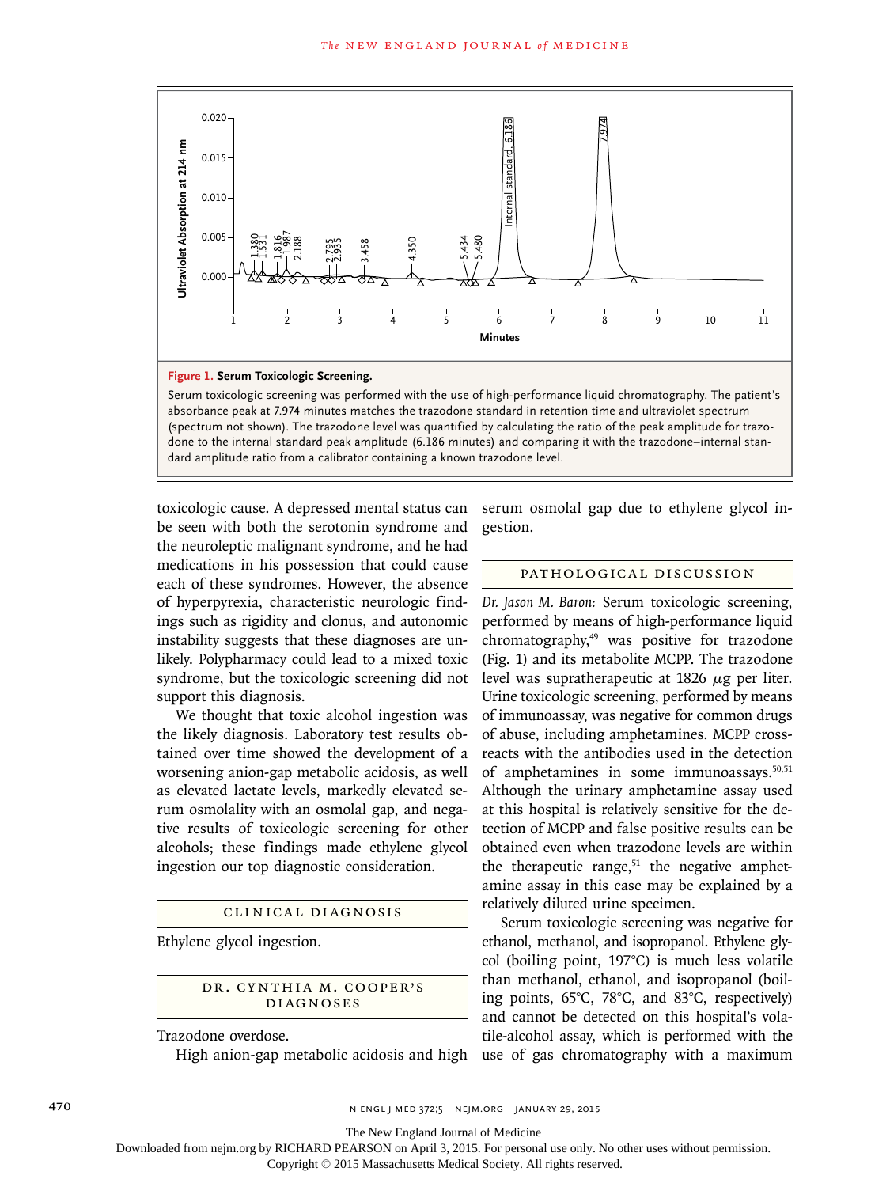**Figure 1. Serum Toxicologic Screening.**

Serum toxicologic screening was performed with the use of high-performance liquid chromatography. The patient's absorbance peak at 7.974 minutes matches the trazodone standard in retention time and ultraviolet spectrum (spectrum not shown). The trazodone level was quantified by calculating the ratio of the peak amplitude for trazodone to the internal standard peak amplitude (6.186 minutes) and comparing it with the trazodone–internal standard amplitude ratio from a calibrator containing a known trazodone level.

toxicologic cause. A depressed mental status can be seen with both the serotonin syndrome and the neuroleptic malignant syndrome, and he had medications in his possession that could cause each of these syndromes. However, the absence of hyperpyrexia, characteristic neurologic findings such as rigidity and clonus, and autonomic instability suggests that these diagnoses are unlikely. Polypharmacy could lead to a mixed toxic syndrome, but the toxicologic screening did not support this diagnosis.

We thought that toxic alcohol ingestion was the likely diagnosis. Laboratory test results obtained over time showed the development of a worsening anion-gap metabolic acidosis, as well as elevated lactate levels, markedly elevated serum osmolality with an osmolal gap, and negative results of toxicologic screening for other alcohols; these findings made ethylene glycol ingestion our top diagnostic consideration.

## Clinical Diagnosis

Ethylene glycol ingestion.

## Dr. Cynthia M. Cooper's Diagnoses

Trazodone overdose.

High anion-gap metabolic acidosis and high serum osmolal gap due to ethylene glycol ingestion.

## Pathological Discussion

*Dr. Jason M. Baron:* Serum toxicologic screening, performed by means of high-performance liquid chromatography,[49] was positive for trazodone (Fig. 1) and its metabolite MCPP. The trazodone level was supratherapeutic at 1826 μg per liter. Urine toxicologic screening, performed by means of immunoassay, was negative for common drugs of abuse, including amphetamines. MCPP cross-reacts with the antibodies used in the detection of amphetamines in some immunoassays.[50,51] Although the urinary amphetamine assay used at this hospital is relatively sensitive for the detection of MCPP and false positive results can be obtained even when trazodone levels are within the therapeutic range,[51] the negative amphetamine assay in this case may be explained by a relatively diluted urine specimen.

Serum toxicologic screening was negative for ethanol, methanol, and isopropanol. Ethylene glycol (boiling point, 197°C) is much less volatile than methanol, ethanol, and isopropanol (boiling points, 65°C, 78°C, and 83°C, respectively) and cannot be detected on this hospital's volatile-alcohol assay, which is performed with the use of gas chromatography with a maximum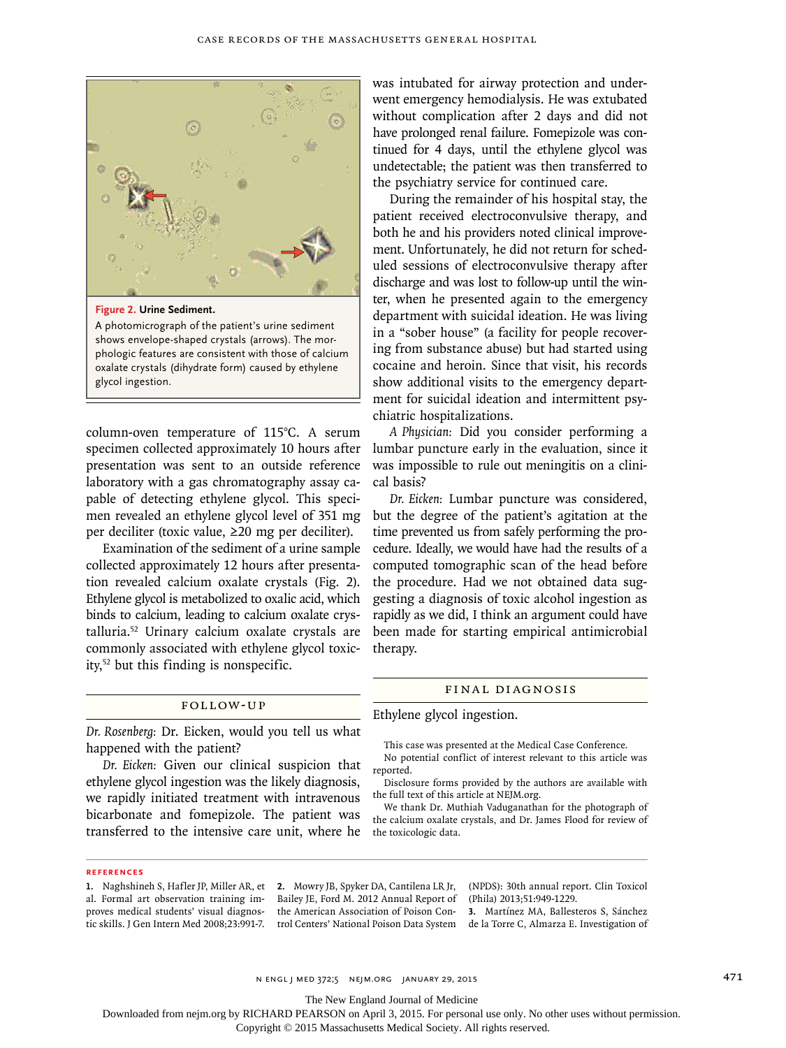Figure 2. **Urine Sediment.**

A photomicrograph of the patient's urine sediment shows envelope-shaped crystals (arrows). The morphologic features are consistent with those of calcium oxalate crystals (dihydrate form) caused by ethylene glycol ingestion.

column-oven temperature of 115°C. A serum specimen collected approximately 10 hours after presentation was sent to an outside reference laboratory with a gas chromatography assay capable of detecting ethylene glycol. This specimen revealed an ethylene glycol level of 351 mg per deciliter (toxic value, ≥20 mg per deciliter).

Examination of the sediment of a urine sample collected approximately 12 hours after presentation revealed calcium oxalate crystals (Fig. 2). Ethylene glycol is metabolized to oxalic acid, which binds to calcium, leading to calcium oxalate crystalluria.[52] Urinary calcium oxalate crystals are commonly associated with ethylene glycol toxicity,[52] but this finding is nonspecific.

## Follow-Up

*Dr. Rosenberg:* Dr. Eicken, would you tell us what happened with the patient?

*Dr. Eicken:* Given our clinical suspicion that ethylene glycol ingestion was the likely diagnosis, we rapidly initiated treatment with intravenous bicarbonate and fomepizole. The patient was transferred to the intensive care unit, where he was intubated for airway protection and underwent emergency hemodialysis. He was extubated without complication after 2 days and did not have prolonged renal failure. Fomepizole was continued for 4 days, until the ethylene glycol was undetectable; the patient was then transferred to the psychiatry service for continued care.

During the remainder of his hospital stay, the patient received electroconvulsive therapy, and both he and his providers noted clinical improvement. Unfortunately, he did not return for scheduled sessions of electroconvulsive therapy after discharge and was lost to follow-up until the winter, when he presented again to the emergency department with suicidal ideation. He was living in a "sober house" (a facility for people recovering from substance abuse) but had started using cocaine and heroin. Since that visit, his records show additional visits to the emergency department for suicidal ideation and intermittent psychiatric hospitalizations.

*A Physician:* Did you consider performing a lumbar puncture early in the evaluation, since it was impossible to rule out meningitis on a clinical basis?

*Dr. Eicken:* Lumbar puncture was considered, but the degree of the patient's agitation at the time prevented us from safely performing the procedure. Ideally, we would have had the results of a computed tomographic scan of the head before the procedure. Had we not obtained data suggesting a diagnosis of toxic alcohol ingestion as rapidly as we did, I think an argument could have been made for starting empirical antimicrobial therapy.

## Final Diagnosis

Ethylene glycol ingestion.

This case was presented at the Medical Case Conference.

No potential conflict of interest relevant to this article was reported.

Disclosure forms provided by the authors are available with the full text of this article at NEJM.org.

We thank Dr. Muthiah Vaduganathan for the photograph of the calcium oxalate crystals, and Dr. James Flood for review of the toxicologic data.

## References

1. Naghshineh S, Hafler JP, Miller AR, et al. Formal art observation training improves medical students' visual diagnostic skills. J Gen Intern Med 2008;23:991-7.
2. Mowry JB, Spyker DA, Cantilena LR Jr, Bailey JE, Ford M. 2012 Annual Report of the American Association of Poison Control Centers' National Poison Data System (NPDS): 30th annual report. Clin Toxicol (Phila) 2013;51:949-1229.
3. Martínez MA, Ballesteros S, Sánchez de la Torre C, Almarza E. Investigation of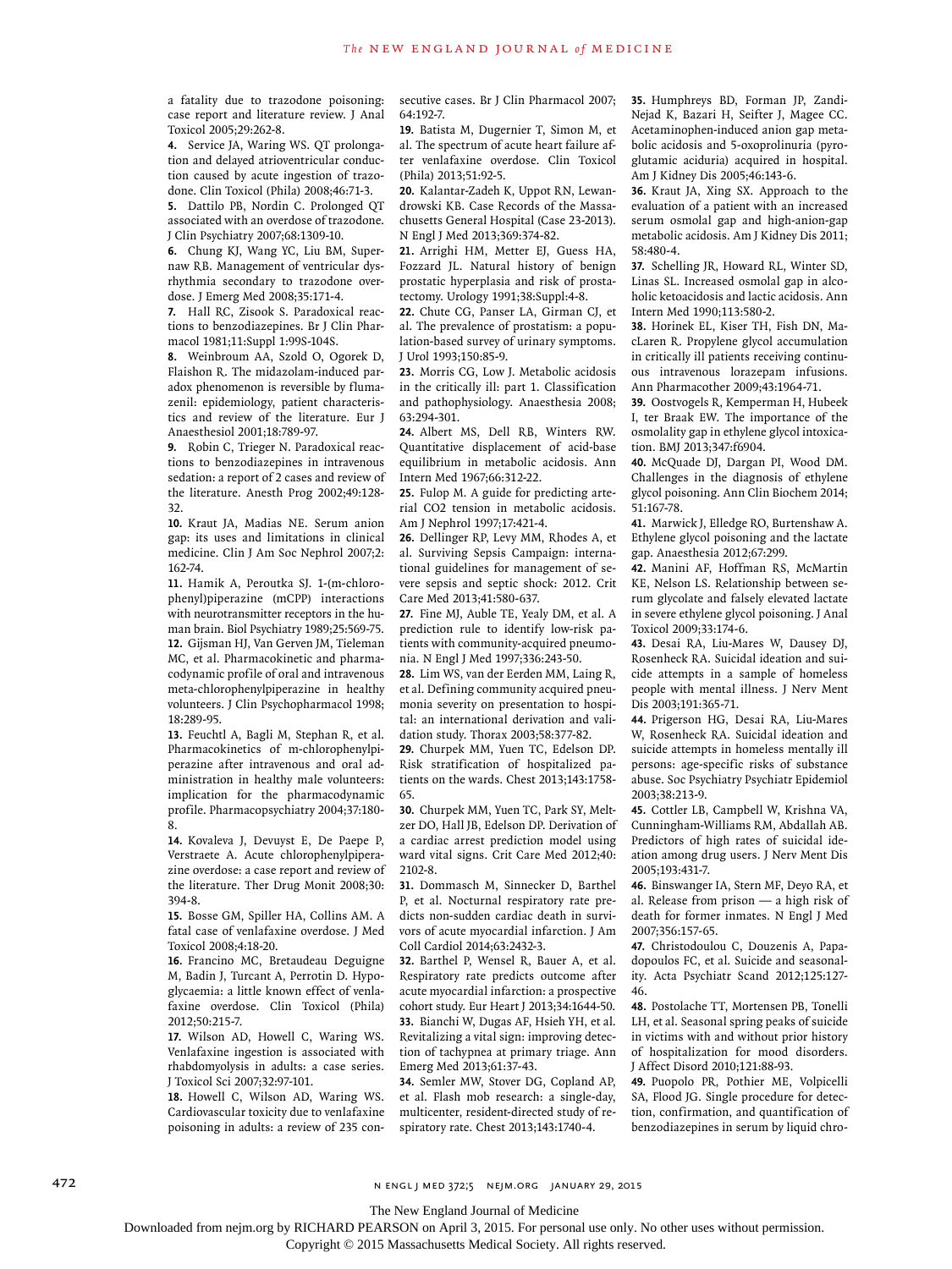a fatality due to trazodone poisoning: case report and literature review. J Anal Toxicol 2005;29:262-8.

4. Service JA, Waring WS. QT prolongation and delayed atrioventricular conduction caused by acute ingestion of trazodone. Clin Toxicol (Phila) 2008;46:71-3.

5. Dattilo PB, Nordin C. Prolonged QT associated with an overdose of trazodone. J Clin Psychiatry 2007;68:1309-10.

6. Chung KJ, Wang YC, Liu BM, Supernaw RB. Management of ventricular dysrhythmia secondary to trazodone overdose. J Emerg Med 2008;35:171-4.

7. Hall RC, Zisook S. Paradoxical reactions to benzodiazepines. Br J Clin Pharmacol 1981;11:Suppl 1:99S-104S.

8. Weinbroum AA, Szold O, Ogorek D, Flaishon R. The midazolam-induced paradox phenomenon is reversible by flumazenil: epidemiology, patient characteristics and review of the literature. Eur J Anaesthesiol 2001;18:789-97.

9. Robin C, Trieger N. Paradoxical reactions to benzodiazepines in intravenous sedation: a report of 2 cases and review of the literature. Anesth Prog 2002;49:128-32.

10. Kraut JA, Madias NE. Serum anion gap: its uses and limitations in clinical medicine. Clin J Am Soc Nephrol 2007;2:162-74.

11. Hamik A, Peroutka SJ. 1-(m-chlorophenyl)piperazine (mCPP) interactions with neurotransmitter receptors in the human brain. Biol Psychiatry 1989;25:569-75.

12. Gijsman HJ, Van Gerven JM, Tieleman MC, et al. Pharmacokinetic and pharmacodynamic profile of oral and intravenous meta-chlorophenylpiperazine in healthy volunteers. J Clin Psychopharmacol 1998;18:289-95.

13. Feuchtl A, Bagli M, Stephan R, et al. Pharmacokinetics of m-chlorophenylpiperazine after intravenous and oral administration in healthy male volunteers: implication for the pharmacodynamic profile. Pharmacopsychiatry 2004;37:180-8.

14. Kovaleva J, Devuyst E, De Paepe P, Verstraete A. Acute chlorophenylpiperazine overdose: a case report and review of the literature. Ther Drug Monit 2008;30:394-8.

15. Bosse GM, Spiller HA, Collins AM. A fatal case of venlafaxine overdose. J Med Toxicol 2008;4:18-20.

16. Francino MC, Bretaudeau Deguigne M, Badin J, Turcant A, Perrotin D. Hypoglycaemia: a little known effect of venlafaxine overdose. Clin Toxicol (Phila) 2012;50:215-7.

17. Wilson AD, Howell C, Waring WS. Venlafaxine ingestion is associated with rhabdomyolysis in adults: a case series. J Toxicol Sci 2007;32:97-101.

18. Howell C, Wilson AD, Waring WS. Cardiovascular toxicity due to venlafaxine poisoning in adults: a review of 235 consecutive cases. Br J Clin Pharmacol 2007;64:192-7.

19. Batista M, Dugernier T, Simon M, et al. The spectrum of acute heart failure after venlafaxine overdose. Clin Toxicol (Phila) 2013;51:92-5.

20. Kalantar-Zadeh K, Uppot RN, Lewandrowski KB. Case Records of the Massachusetts General Hospital (Case 23-2013). N Engl J Med 2013;369:374-82.

21. Arrighi HM, Metter EJ, Guess HA, Fozzard JL. Natural history of benign prostatic hyperplasia and risk of prostatectomy. Urology 1991;38:Suppl:4-8.

22. Chute CG, Panser LA, Girman CJ, et al. The prevalence of prostatism: a population-based survey of urinary symptoms. J Urol 1993;150:85-9.

23. Morris CG, Low J. Metabolic acidosis in the critically ill: part 1. Classification and pathophysiology. Anaesthesia 2008;63:294-301.

24. Albert MS, Dell RB, Winters RW. Quantitative displacement of acid-base equilibrium in metabolic acidosis. Ann Intern Med 1967;66:312-22.

25. Fulop M. A guide for predicting arterial CO2 tension in metabolic acidosis. Am J Nephrol 1997;17:421-4.

26. Dellinger RP, Levy MM, Rhodes A, et al. Surviving Sepsis Campaign: international guidelines for management of severe sepsis and septic shock: 2012. Crit Care Med 2013;41:580-637.

27. Fine MJ, Auble TE, Yealy DM, et al. A prediction rule to identify low-risk patients with community-acquired pneumonia. N Engl J Med 1997;336:243-50.

28. Lim WS, van der Eerden MM, Laing R, et al. Defining community acquired pneumonia severity on presentation to hospital: an international derivation and validation study. Thorax 2003;58:377-82.

29. Churpek MM, Yuen TC, Edelson DP. Risk stratification of hospitalized patients on the wards. Chest 2013;143:1758-65.

30. Churpek MM, Yuen TC, Park SY, Meltzer DO, Hall JB, Edelson DP. Derivation of a cardiac arrest prediction model using ward vital signs. Crit Care Med 2012;40:2102-8.

31. Dommasch M, Sinnecker D, Barthel P, et al. Nocturnal respiratory rate predicts non-sudden cardiac death in survivors of acute myocardial infarction. J Am Coll Cardiol 2014;63:2432-3.

32. Barthel P, Wensel R, Bauer A, et al. Respiratory rate predicts outcome after acute myocardial infarction: a prospective cohort study. Eur Heart J 2013;34:1644-50.

33. Bianchi W, Dugas AF, Hsieh YH, et al. Revitalizing a vital sign: improving detection of tachypnea at primary triage. Ann Emerg Med 2013;61:37-43.

34. Semler MW, Stover DG, Copland AP, et al. Flash mob research: a single-day, multicenter, resident-directed study of respiratory rate. Chest 2013;143:1740-4.

35. Humphreys BD, Forman JP, Zandi-Nejad K, Bazari H, Seifter J, Magee CC. Acetaminophen-induced anion gap metabolic acidosis and 5-oxoprolinuria (pyroglutamic aciduria) acquired in hospital. Am J Kidney Dis 2005;46:143-6.

36. Kraut JA, Xing SX. Approach to the evaluation of a patient with an increased serum osmolal gap and high-anion-gap metabolic acidosis. Am J Kidney Dis 2011;58:480-4.

37. Schelling JR, Howard RL, Winter SD, Linas SL. Increased osmolal gap in alcoholic ketoacidosis and lactic acidosis. Ann Intern Med 1990;113:580-2.

38. Horinek EL, Kiser TH, Fish DN, MacLaren R. Propylene glycol accumulation in critically ill patients receiving continuous intravenous lorazepam infusions. Ann Pharmacother 2009;43:1964-71.

39. Oostvogels R, Kemperman H, Hubeek I, ter Braak EW. The importance of the osmolality gap in ethylene glycol intoxication. BMJ 2013;347:f6904.

40. McQuade DJ, Dargan PI, Wood DM. Challenges in the diagnosis of ethylene glycol poisoning. Ann Clin Biochem 2014;51:167-78.

41. Marwick J, Elledge RO, Burtenshaw A. Ethylene glycol poisoning and the lactate gap. Anaesthesia 2012;67:299.

42. Manini AF, Hoffman RS, McMartin KE, Nelson LS. Relationship between serum glycolate and falsely elevated lactate in severe ethylene glycol poisoning. J Anal Toxicol 2009;33:174-6.

43. Desai RA, Liu-Mares W, Dausey DJ, Rosenheck RA. Suicidal ideation and suicide attempts in a sample of homeless people with mental illness. J Nerv Ment Dis 2003;191:365-71.

44. Prigerson HG, Desai RA, Liu-Mares W, Rosenheck RA. Suicidal ideation and suicide attempts in homeless mentally ill persons: age-specific risks of substance abuse. Soc Psychiatry Psychiatr Epidemiol 2003;38:213-9.

45. Cottler LB, Campbell W, Krishna VA, Cunningham-Williams RM, Abdallah AB. Predictors of high rates of suicidal ideation among drug users. J Nerv Ment Dis 2005;193:431-7.

46. Binswanger IA, Stern MF, Deyo RA, et al. Release from prison — a high risk of death for former inmates. N Engl J Med 2007;356:157-65.

47. Christodoulou C, Douzenis A, Papadopoulos FC, et al. Suicide and seasonality. Acta Psychiatr Scand 2012;125:127-46.

48. Postolache TT, Mortensen PB, Tonelli LH, et al. Seasonal spring peaks of suicide in victims with and without prior history of hospitalization for mood disorders. J Affect Disord 2010;121:88-93.

49. Puopolo PR, Pothier ME, Volpicelli SA, Flood JG. Single procedure for detection, confirmation, and quantification of benzodiazepines in serum by liquid chro-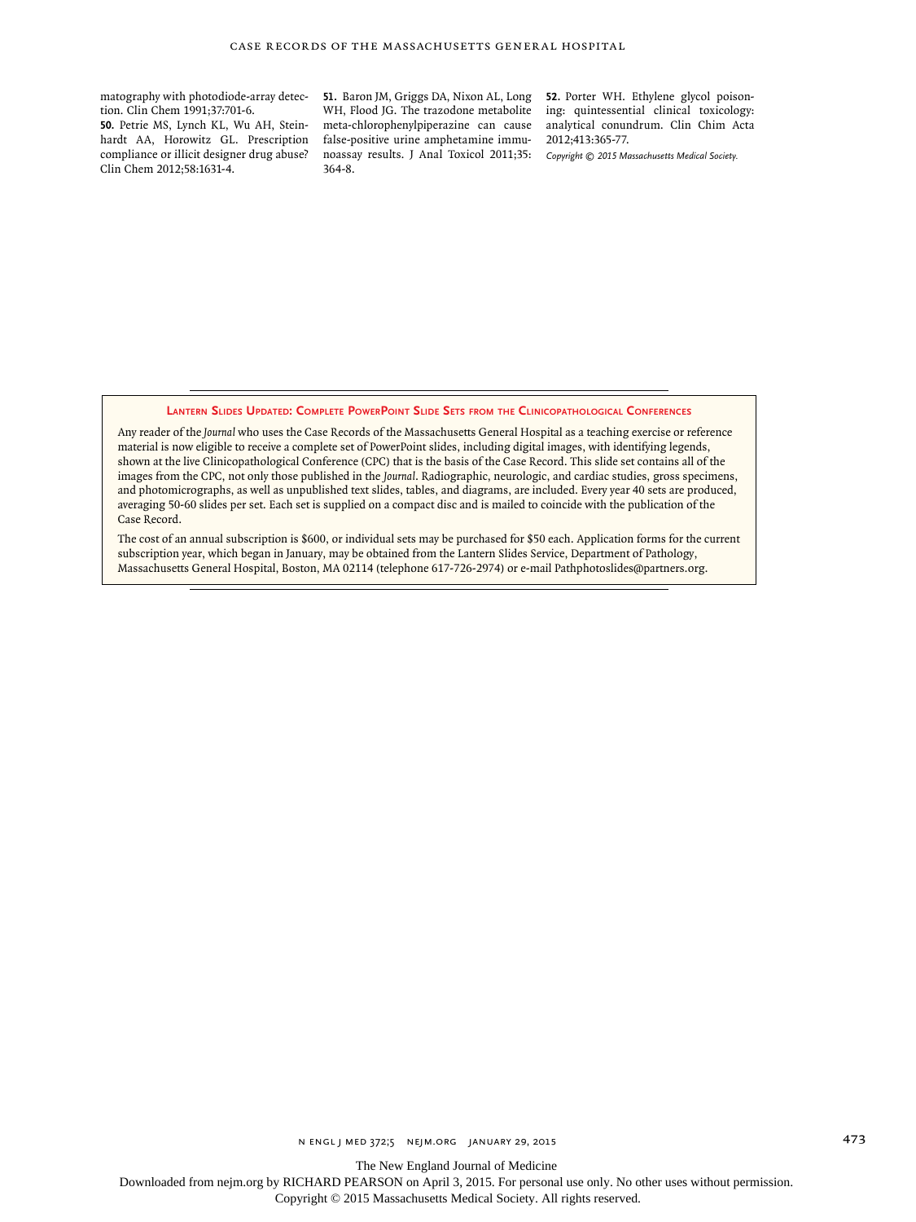matography with photodiode-array detection. Clin Chem 1991;37:701-6.

**50.** Petrie MS, Lynch KL, Wu AH, Steinhardt AA, Horowitz GL. Prescription compliance or illicit designer drug abuse? Clin Chem 2012;58:1631-4.

**51.** Baron JM, Griggs DA, Nixon AL, Long WH, Flood JG. The trazodone metabolite meta-chlorophenylpiperazine can cause false-positive urine amphetamine immunoassay results. J Anal Toxicol 2011;35:364-8.

**52.** Porter WH. Ethylene glycol poisoning: quintessential clinical toxicology: analytical conundrum. Clin Chim Acta 2012;413:365-77.

*Copyright © 2015 Massachusetts Medical Society.*

### Lantern Slides Updated: Complete PowerPoint Slide Sets from the Clinicopathological Conferences

Any reader of the *Journal* who uses the Case Records of the Massachusetts General Hospital as a teaching exercise or reference material is now eligible to receive a complete set of PowerPoint slides, including digital images, with identifying legends, shown at the live Clinicopathological Conference (CPC) that is the basis of the Case Record. This slide set contains all of the images from the CPC, not only those published in the *Journal*. Radiographic, neurologic, and cardiac studies, gross specimens, and photomicrographs, as well as unpublished text slides, tables, and diagrams, are included. Every year 40 sets are produced, averaging 50-60 slides per set. Each set is supplied on a compact disc and is mailed to coincide with the publication of the Case Record.

The cost of an annual subscription is $600, or individual sets may be purchased for $50 each. Application forms for the current subscription year, which began in January, may be obtained from the Lantern Slides Service, Department of Pathology, Massachusetts General Hospital, Boston, MA 02114 (telephone 617-726-2974) or e-mail Pathphotoslides@partners.org.